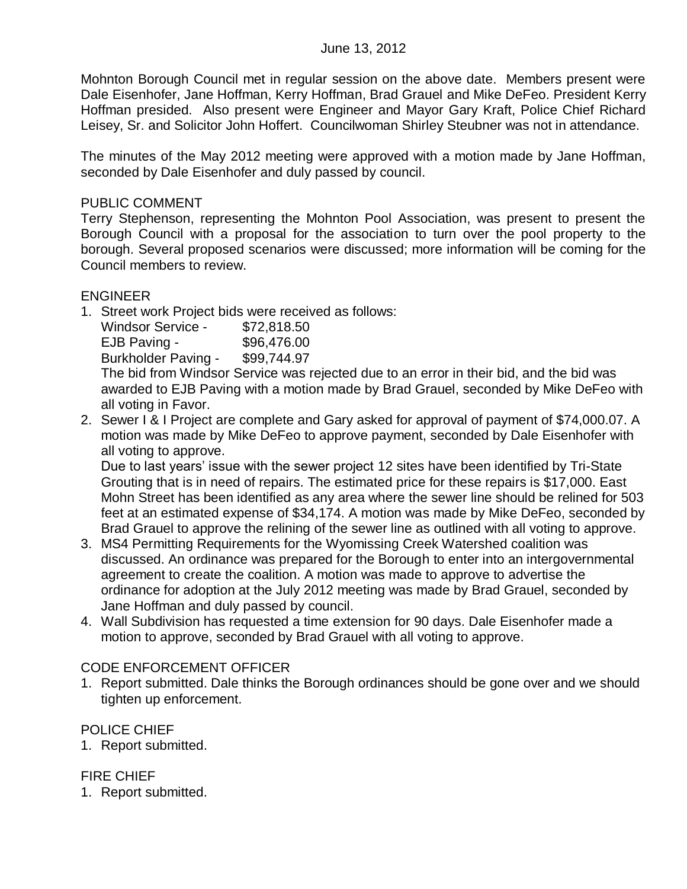June 13, 2012

Mohnton Borough Council met in regular session on the above date. Members present were Dale Eisenhofer, Jane Hoffman, Kerry Hoffman, Brad Grauel and Mike DeFeo. President Kerry Hoffman presided. Also present were Engineer and Mayor Gary Kraft, Police Chief Richard Leisey, Sr. and Solicitor John Hoffert. Councilwoman Shirley Steubner was not in attendance.

The minutes of the May 2012 meeting were approved with a motion made by Jane Hoffman, seconded by Dale Eisenhofer and duly passed by council.

PUBLIC COMMENT

Terry Stephenson, representing the Mohnton Pool Association, was present to present the Borough Council with a proposal for the association to turn over the pool property to the borough. Several proposed scenarios were discussed; more information will be coming for the Council members to review.

ENGINEER

1. Street work Project bids were received as follows:
   Windsor Service - $72,818.50
   EJB Paving - $96,476.00
   Burkholder Paving - $99,744.97
   The bid from Windsor Service was rejected due to an error in their bid, and the bid was awarded to EJB Paving with a motion made by Brad Grauel, seconded by Mike DeFeo with all voting in Favor.
2. Sewer I & I Project are complete and Gary asked for approval of payment of $74,000.07. A motion was made by Mike DeFeo to approve payment, seconded by Dale Eisenhofer with all voting to approve.
   Due to last years' issue with the sewer project 12 sites have been identified by Tri-State Grouting that is in need of repairs. The estimated price for these repairs is $17,000. East Mohn Street has been identified as any area where the sewer line should be relined for 503 feet at an estimated expense of $34,174. A motion was made by Mike DeFeo, seconded by Brad Grauel to approve the relining of the sewer line as outlined with all voting to approve.
3. MS4 Permitting Requirements for the Wyomissing Creek Watershed coalition was discussed. An ordinance was prepared for the Borough to enter into an intergovernmental agreement to create the coalition. A motion was made to approve to advertise the ordinance for adoption at the July 2012 meeting was made by Brad Grauel, seconded by Jane Hoffman and duly passed by council.
4. Wall Subdivision has requested a time extension for 90 days. Dale Eisenhofer made a motion to approve, seconded by Brad Grauel with all voting to approve.

CODE ENFORCEMENT OFFICER

1. Report submitted. Dale thinks the Borough ordinances should be gone over and we should tighten up enforcement.

POLICE CHIEF

1. Report submitted.

FIRE CHIEF

1. Report submitted.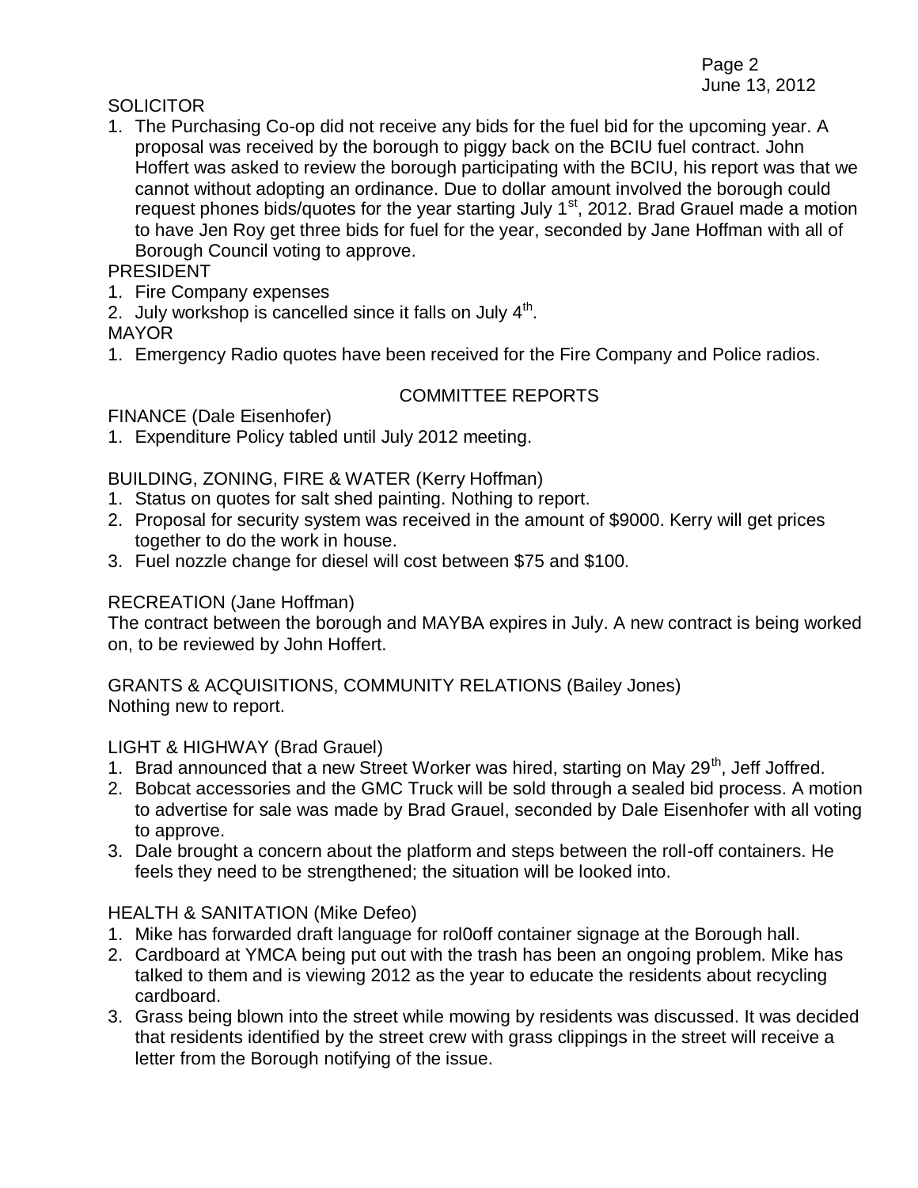SOLICITOR

1. The Purchasing Co-op did not receive any bids for the fuel bid for the upcoming year. A proposal was received by the borough to piggy back on the BCIU fuel contract. John Hoffert was asked to review the borough participating with the BCIU, his report was that we cannot without adopting an ordinance. Due to dollar amount involved the borough could request phones bids/quotes for the year starting July 1st, 2012. Brad Grauel made a motion to have Jen Roy get three bids for fuel for the year, seconded by Jane Hoffman with all of Borough Council voting to approve.

PRESIDENT

1. Fire Company expenses
2. July workshop is cancelled since it falls on July 4th.

MAYOR

1. Emergency Radio quotes have been received for the Fire Company and Police radios.

## COMMITTEE REPORTS

FINANCE (Dale Eisenhofer)

1. Expenditure Policy tabled until July 2012 meeting.

BUILDING, ZONING, FIRE & WATER (Kerry Hoffman)

1. Status on quotes for salt shed painting. Nothing to report.
2. Proposal for security system was received in the amount of $9000. Kerry will get prices together to do the work in house.
3. Fuel nozzle change for diesel will cost between $75 and $100.

RECREATION (Jane Hoffman)

The contract between the borough and MAYBA expires in July. A new contract is being worked on, to be reviewed by John Hoffert.

GRANTS & ACQUISITIONS, COMMUNITY RELATIONS (Bailey Jones)

Nothing new to report.

LIGHT & HIGHWAY (Brad Grauel)

1. Brad announced that a new Street Worker was hired, starting on May 29th, Jeff Joffred.
2. Bobcat accessories and the GMC Truck will be sold through a sealed bid process. A motion to advertise for sale was made by Brad Grauel, seconded by Dale Eisenhofer with all voting to approve.
3. Dale brought a concern about the platform and steps between the roll-off containers. He feels they need to be strengthened; the situation will be looked into.

HEALTH & SANITATION (Mike Defeo)

1. Mike has forwarded draft language for rol0off container signage at the Borough hall.
2. Cardboard at YMCA being put out with the trash has been an ongoing problem. Mike has talked to them and is viewing 2012 as the year to educate the residents about recycling cardboard.
3. Grass being blown into the street while mowing by residents was discussed. It was decided that residents identified by the street crew with grass clippings in the street will receive a letter from the Borough notifying of the issue.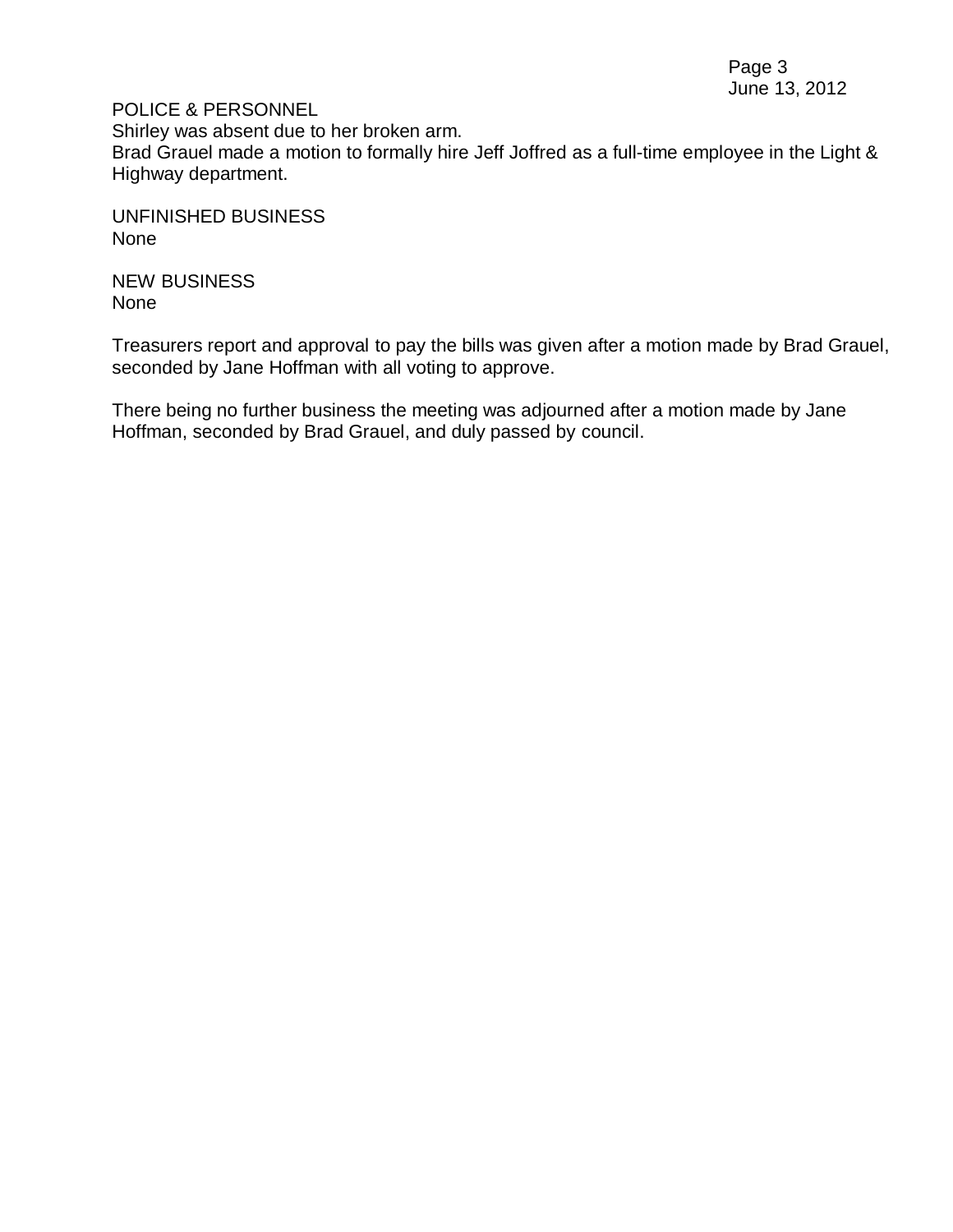POLICE & PERSONNEL
Shirley was absent due to her broken arm.
Brad Grauel made a motion to formally hire Jeff Joffred as a full-time employee in the Light & Highway department.

UNFINISHED BUSINESS
None

NEW BUSINESS
None

Treasurers report and approval to pay the bills was given after a motion made by Brad Grauel, seconded by Jane Hoffman with all voting to approve.

There being no further business the meeting was adjourned after a motion made by Jane Hoffman, seconded by Brad Grauel, and duly passed by council.